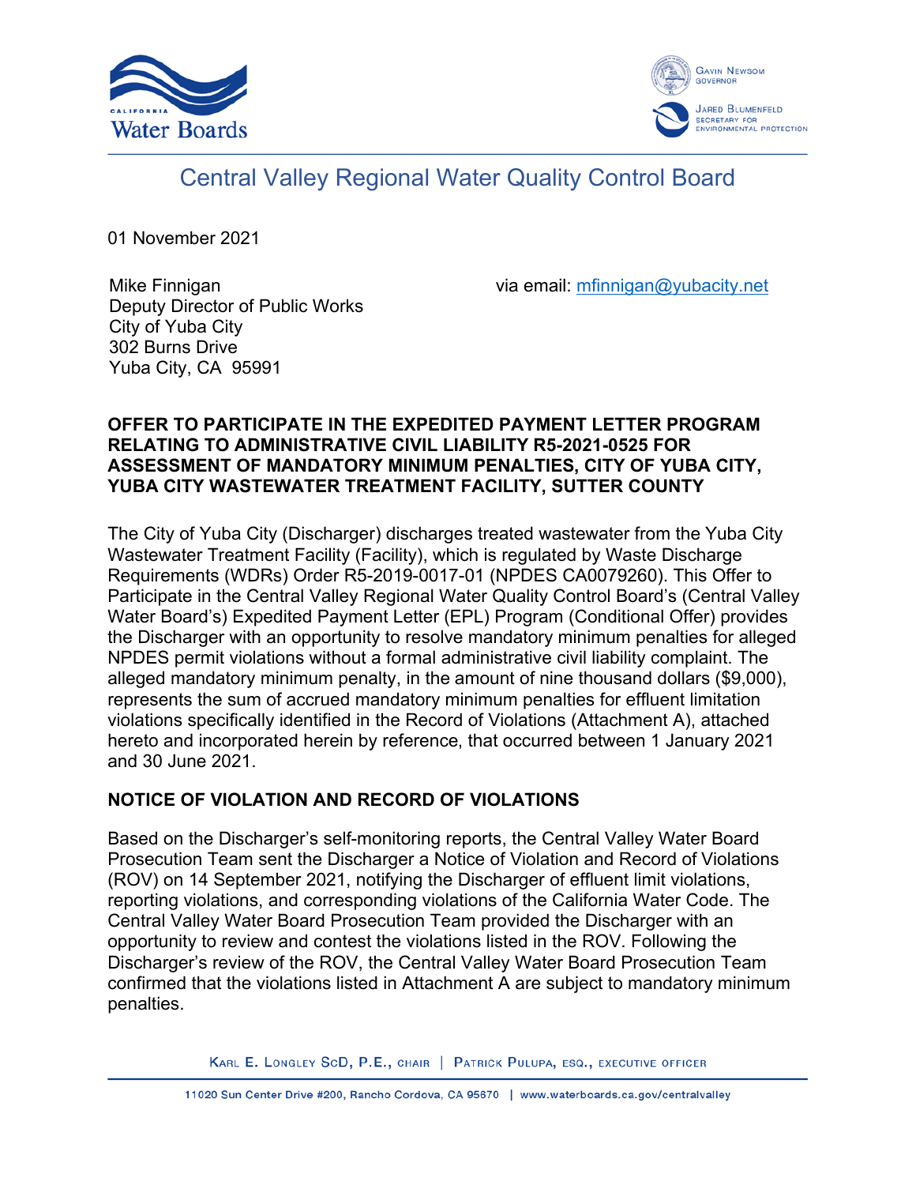# Central Valley Regional Water Quality Control Board

01 November 2021

Mike Finnigan
Deputy Director of Public Works
City of Yuba City
302 Burns Drive
Yuba City, CA 95991

via email: mfinnigan@yubacity.net

**OFFER TO PARTICIPATE IN THE EXPEDITED PAYMENT LETTER PROGRAM RELATING TO ADMINISTRATIVE CIVIL LIABILITY R5-2021-0525 FOR ASSESSMENT OF MANDATORY MINIMUM PENALTIES, CITY OF YUBA CITY, YUBA CITY WASTEWATER TREATMENT FACILITY, SUTTER COUNTY**

The City of Yuba City (Discharger) discharges treated wastewater from the Yuba City Wastewater Treatment Facility (Facility), which is regulated by Waste Discharge Requirements (WDRs) Order R5-2019-0017-01 (NPDES CA0079260). This Offer to Participate in the Central Valley Regional Water Quality Control Board's (Central Valley Water Board's) Expedited Payment Letter (EPL) Program (Conditional Offer) provides the Discharger with an opportunity to resolve mandatory minimum penalties for alleged NPDES permit violations without a formal administrative civil liability complaint. The alleged mandatory minimum penalty, in the amount of nine thousand dollars ($9,000), represents the sum of accrued mandatory minimum penalties for effluent limitation violations specifically identified in the Record of Violations (Attachment A), attached hereto and incorporated herein by reference, that occurred between 1 January 2021 and 30 June 2021.

## NOTICE OF VIOLATION AND RECORD OF VIOLATIONS

Based on the Discharger's self-monitoring reports, the Central Valley Water Board Prosecution Team sent the Discharger a Notice of Violation and Record of Violations (ROV) on 14 September 2021, notifying the Discharger of effluent limit violations, reporting violations, and corresponding violations of the California Water Code. The Central Valley Water Board Prosecution Team provided the Discharger with an opportunity to review and contest the violations listed in the ROV. Following the Discharger's review of the ROV, the Central Valley Water Board Prosecution Team confirmed that the violations listed in Attachment A are subject to mandatory minimum penalties.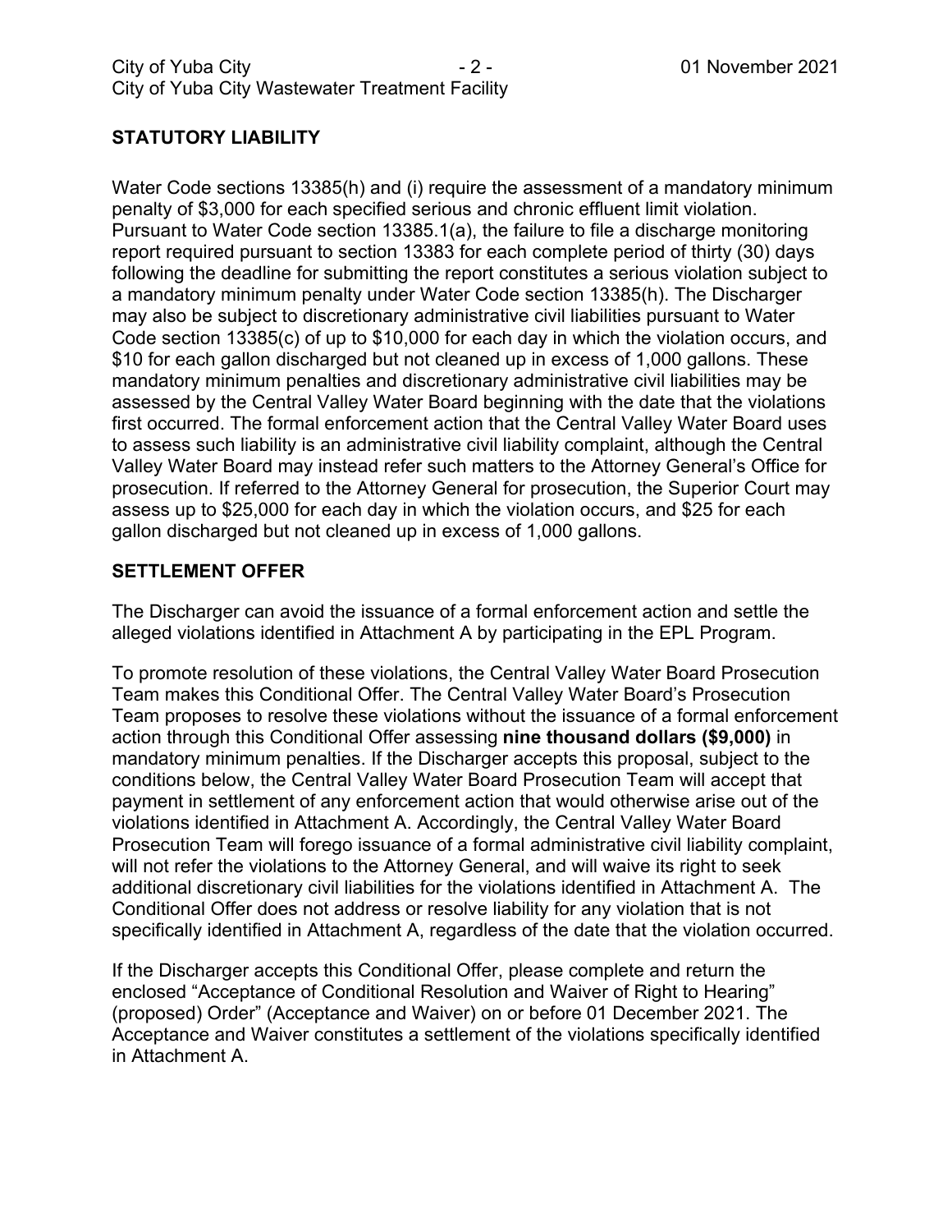## STATUTORY LIABILITY

Water Code sections 13385(h) and (i) require the assessment of a mandatory minimum penalty of $3,000 for each specified serious and chronic effluent limit violation. Pursuant to Water Code section 13385.1(a), the failure to file a discharge monitoring report required pursuant to section 13383 for each complete period of thirty (30) days following the deadline for submitting the report constitutes a serious violation subject to a mandatory minimum penalty under Water Code section 13385(h). The Discharger may also be subject to discretionary administrative civil liabilities pursuant to Water Code section 13385(c) of up to $10,000 for each day in which the violation occurs, and $10 for each gallon discharged but not cleaned up in excess of 1,000 gallons. These mandatory minimum penalties and discretionary administrative civil liabilities may be assessed by the Central Valley Water Board beginning with the date that the violations first occurred. The formal enforcement action that the Central Valley Water Board uses to assess such liability is an administrative civil liability complaint, although the Central Valley Water Board may instead refer such matters to the Attorney General's Office for prosecution. If referred to the Attorney General for prosecution, the Superior Court may assess up to $25,000 for each day in which the violation occurs, and $25 for each gallon discharged but not cleaned up in excess of 1,000 gallons.

## SETTLEMENT OFFER

The Discharger can avoid the issuance of a formal enforcement action and settle the alleged violations identified in Attachment A by participating in the EPL Program.

To promote resolution of these violations, the Central Valley Water Board Prosecution Team makes this Conditional Offer. The Central Valley Water Board's Prosecution Team proposes to resolve these violations without the issuance of a formal enforcement action through this Conditional Offer assessing **nine thousand dollars ($9,000)** in mandatory minimum penalties. If the Discharger accepts this proposal, subject to the conditions below, the Central Valley Water Board Prosecution Team will accept that payment in settlement of any enforcement action that would otherwise arise out of the violations identified in Attachment A. Accordingly, the Central Valley Water Board Prosecution Team will forego issuance of a formal administrative civil liability complaint, will not refer the violations to the Attorney General, and will waive its right to seek additional discretionary civil liabilities for the violations identified in Attachment A. The Conditional Offer does not address or resolve liability for any violation that is not specifically identified in Attachment A, regardless of the date that the violation occurred.

If the Discharger accepts this Conditional Offer, please complete and return the enclosed "Acceptance of Conditional Resolution and Waiver of Right to Hearing" (proposed) Order" (Acceptance and Waiver) on or before 01 December 2021. The Acceptance and Waiver constitutes a settlement of the violations specifically identified in Attachment A.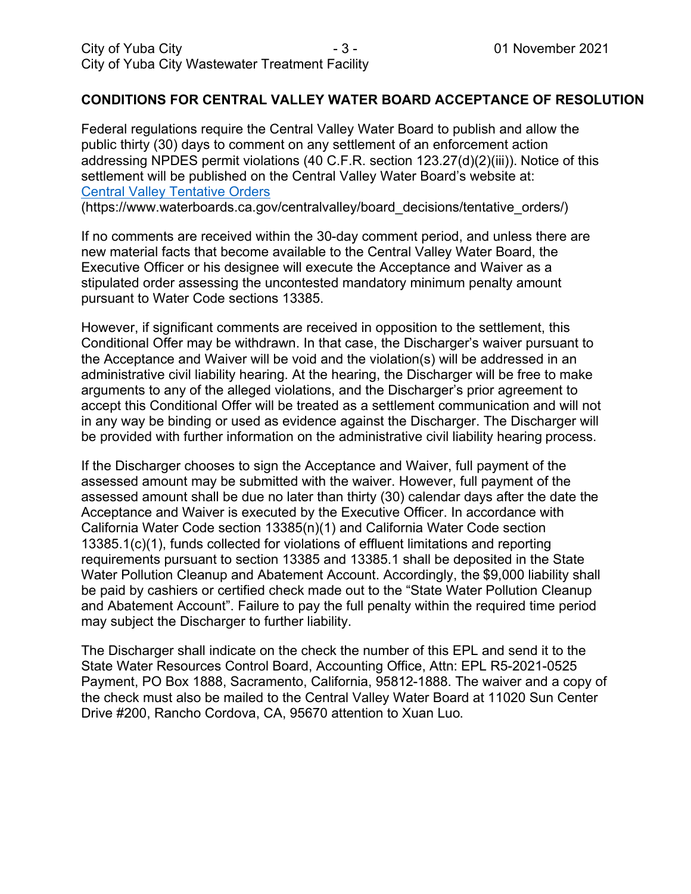## CONDITIONS FOR CENTRAL VALLEY WATER BOARD ACCEPTANCE OF RESOLUTION

Federal regulations require the Central Valley Water Board to publish and allow the public thirty (30) days to comment on any settlement of an enforcement action addressing NPDES permit violations (40 C.F.R. section 123.27(d)(2)(iii)). Notice of this settlement will be published on the Central Valley Water Board's website at: [Central Valley Tentative Orders](https://www.waterboards.ca.gov/centralvalley/board_decisions/tentative_orders/)
(https://www.waterboards.ca.gov/centralvalley/board_decisions/tentative_orders/)

If no comments are received within the 30-day comment period, and unless there are new material facts that become available to the Central Valley Water Board, the Executive Officer or his designee will execute the Acceptance and Waiver as a stipulated order assessing the uncontested mandatory minimum penalty amount pursuant to Water Code sections 13385.

However, if significant comments are received in opposition to the settlement, this Conditional Offer may be withdrawn. In that case, the Discharger's waiver pursuant to the Acceptance and Waiver will be void and the violation(s) will be addressed in an administrative civil liability hearing. At the hearing, the Discharger will be free to make arguments to any of the alleged violations, and the Discharger's prior agreement to accept this Conditional Offer will be treated as a settlement communication and will not in any way be binding or used as evidence against the Discharger. The Discharger will be provided with further information on the administrative civil liability hearing process.

If the Discharger chooses to sign the Acceptance and Waiver, full payment of the assessed amount may be submitted with the waiver. However, full payment of the assessed amount shall be due no later than thirty (30) calendar days after the date the Acceptance and Waiver is executed by the Executive Officer. In accordance with California Water Code section 13385(n)(1) and California Water Code section 13385.1(c)(1), funds collected for violations of effluent limitations and reporting requirements pursuant to section 13385 and 13385.1 shall be deposited in the State Water Pollution Cleanup and Abatement Account. Accordingly, the $9,000 liability shall be paid by cashiers or certified check made out to the "State Water Pollution Cleanup and Abatement Account". Failure to pay the full penalty within the required time period may subject the Discharger to further liability.

The Discharger shall indicate on the check the number of this EPL and send it to the State Water Resources Control Board, Accounting Office, Attn: EPL R5-2021-0525 Payment, PO Box 1888, Sacramento, California, 95812-1888. The waiver and a copy of the check must also be mailed to the Central Valley Water Board at 11020 Sun Center Drive #200, Rancho Cordova, CA, 95670 attention to Xuan Luo.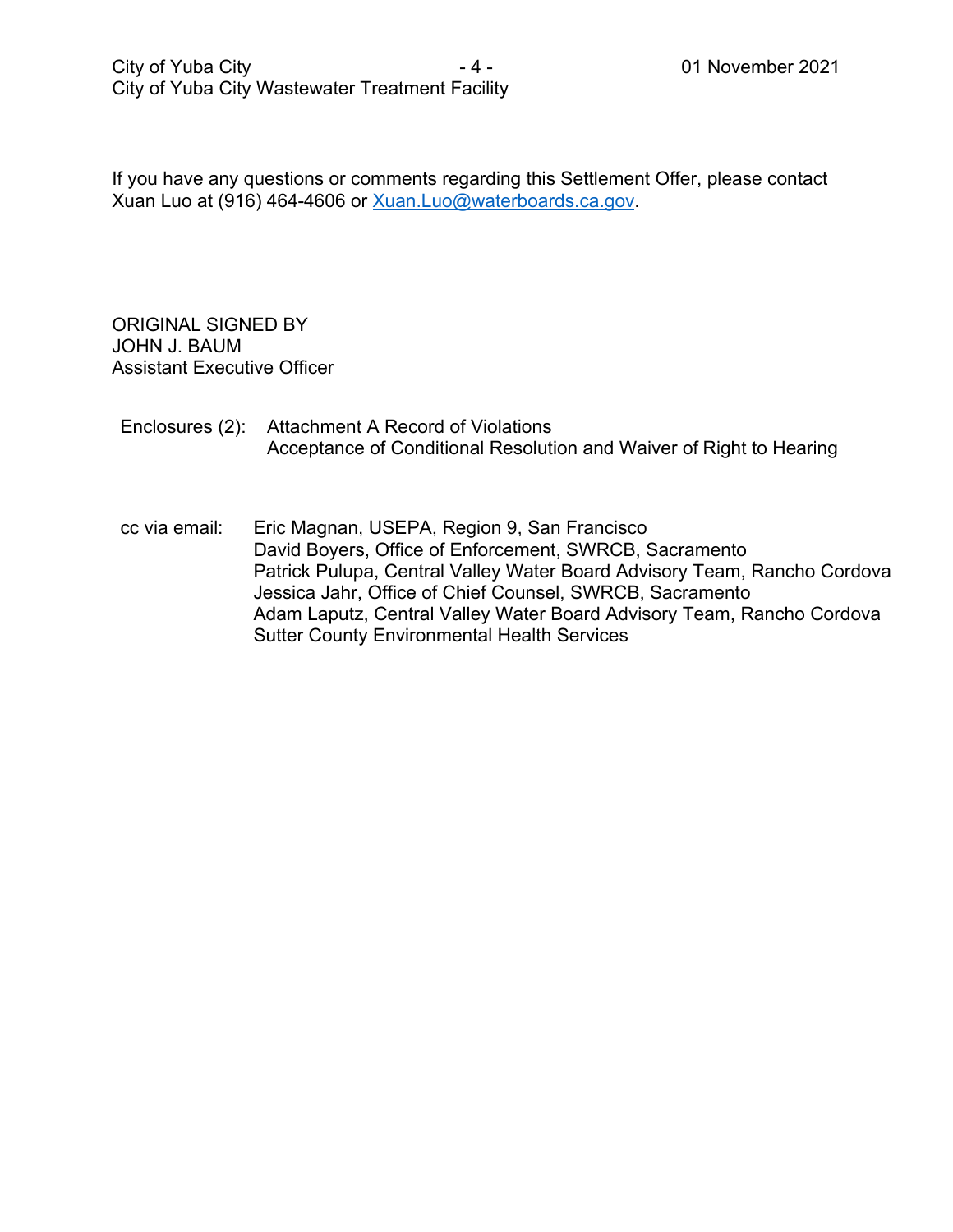If you have any questions or comments regarding this Settlement Offer, please contact Xuan Luo at (916) 464-4606 or Xuan.Luo@waterboards.ca.gov.

ORIGINAL SIGNED BY
JOHN J. BAUM
Assistant Executive Officer

Enclosures (2): Attachment A Record of Violations
Acceptance of Conditional Resolution and Waiver of Right to Hearing

cc via email: Eric Magnan, USEPA, Region 9, San Francisco
David Boyers, Office of Enforcement, SWRCB, Sacramento
Patrick Pulupa, Central Valley Water Board Advisory Team, Rancho Cordova
Jessica Jahr, Office of Chief Counsel, SWRCB, Sacramento
Adam Laputz, Central Valley Water Board Advisory Team, Rancho Cordova
Sutter County Environmental Health Services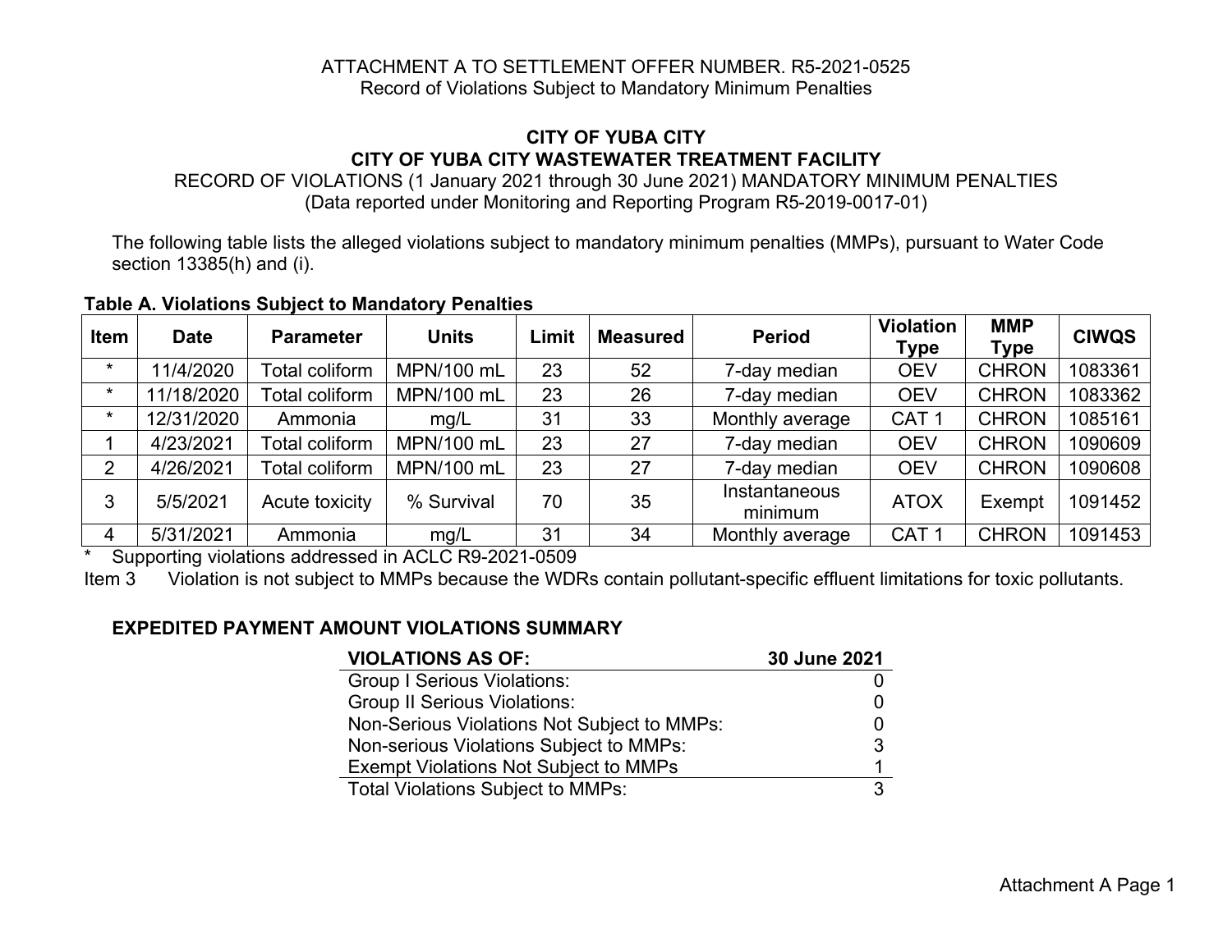ATTACHMENT A TO SETTLEMENT OFFER NUMBER. R5-2021-0525
Record of Violations Subject to Mandatory Minimum Penalties

**CITY OF YUBA CITY**
**CITY OF YUBA CITY WASTEWATER TREATMENT FACILITY**
RECORD OF VIOLATIONS (1 January 2021 through 30 June 2021) MANDATORY MINIMUM PENALTIES
(Data reported under Monitoring and Reporting Program R5-2019-0017-01)

The following table lists the alleged violations subject to mandatory minimum penalties (MMPs), pursuant to Water Code section 13385(h) and (i).

**Table A. Violations Subject to Mandatory Penalties**

| Item | Date | Parameter | Units | Limit | Measured | Period | Violation Type | MMP Type | CIWQS |
|---|---|---|---|---|---|---|---|---|---|
| * | 11/4/2020 | Total coliform | MPN/100 mL | 23 | 52 | 7-day median | OEV | CHRON | 1083361 |
| * | 11/18/2020 | Total coliform | MPN/100 mL | 23 | 26 | 7-day median | OEV | CHRON | 1083362 |
| * | 12/31/2020 | Ammonia | mg/L | 31 | 33 | Monthly average | CAT 1 | CHRON | 1085161 |
| 1 | 4/23/2021 | Total coliform | MPN/100 mL | 23 | 27 | 7-day median | OEV | CHRON | 1090609 |
| 2 | 4/26/2021 | Total coliform | MPN/100 mL | 23 | 27 | 7-day median | OEV | CHRON | 1090608 |
| 3 | 5/5/2021 | Acute toxicity | % Survival | 70 | 35 | Instantaneous minimum | ATOX | Exempt | 1091452 |
| 4 | 5/31/2021 | Ammonia | mg/L | 31 | 34 | Monthly average | CAT 1 | CHRON | 1091453 |

\* Supporting violations addressed in ACLC R9-2021-0509

Item 3 Violation is not subject to MMPs because the WDRs contain pollutant-specific effluent limitations for toxic pollutants.

**EXPEDITED PAYMENT AMOUNT VIOLATIONS SUMMARY**

| VIOLATIONS AS OF: | 30 June 2021 |
|---|---|
| Group I Serious Violations: | 0 |
| Group II Serious Violations: | 0 |
| Non-Serious Violations Not Subject to MMPs: | 0 |
| Non-serious Violations Subject to MMPs: | 3 |
| Exempt Violations Not Subject to MMPs | 1 |
| Total Violations Subject to MMPs: | 3 |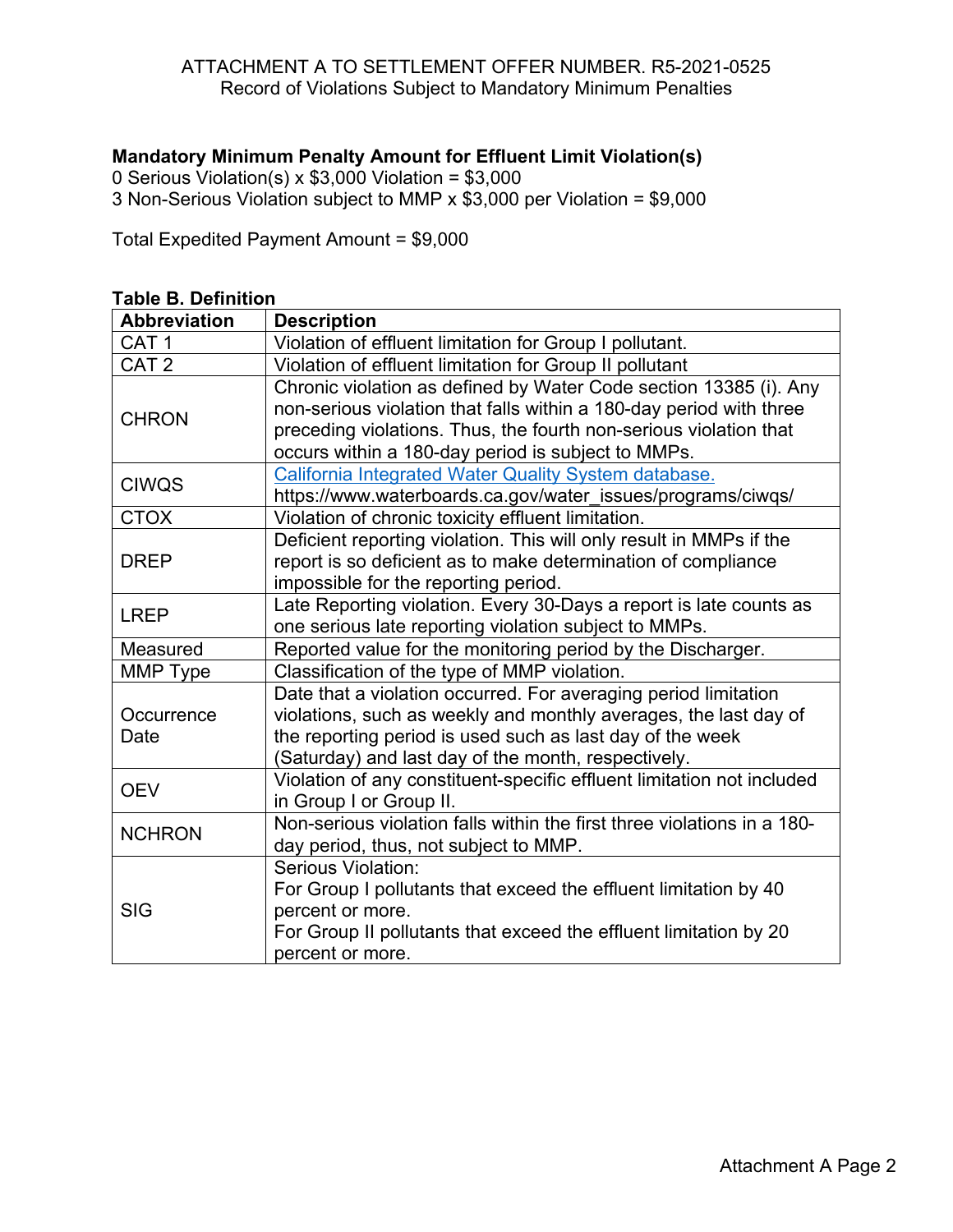ATTACHMENT A TO SETTLEMENT OFFER NUMBER. R5-2021-0525
Record of Violations Subject to Mandatory Minimum Penalties

**Mandatory Minimum Penalty Amount for Effluent Limit Violation(s)**
0 Serious Violation(s) x $3,000 Violation = $3,000
3 Non-Serious Violation subject to MMP x $3,000 per Violation = $9,000

Total Expedited Payment Amount = $9,000

**Table B. Definition**

| Abbreviation | Description |
|---|---|
| CAT 1 | Violation of effluent limitation for Group I pollutant. |
| CAT 2 | Violation of effluent limitation for Group II pollutant |
| CHRON | Chronic violation as defined by Water Code section 13385 (i). Any non-serious violation that falls within a 180-day period with three preceding violations. Thus, the fourth non-serious violation that occurs within a 180-day period is subject to MMPs. |
| CIWQS | [California Integrated Water Quality System database.](https://www.waterboards.ca.gov/water_issues/programs/ciwqs/) https://www.waterboards.ca.gov/water_issues/programs/ciwqs/ |
| CTOX | Violation of chronic toxicity effluent limitation. |
| DREP | Deficient reporting violation. This will only result in MMPs if the report is so deficient as to make determination of compliance impossible for the reporting period. |
| LREP | Late Reporting violation. Every 30-Days a report is late counts as one serious late reporting violation subject to MMPs. |
| Measured | Reported value for the monitoring period by the Discharger. |
| MMP Type | Classification of the type of MMP violation. |
| Occurrence Date | Date that a violation occurred. For averaging period limitation violations, such as weekly and monthly averages, the last day of the reporting period is used such as last day of the week (Saturday) and last day of the month, respectively. |
| OEV | Violation of any constituent-specific effluent limitation not included in Group I or Group II. |
| NCHRON | Non-serious violation falls within the first three violations in a 180-day period, thus, not subject to MMP. |
| SIG | Serious Violation: For Group I pollutants that exceed the effluent limitation by 40 percent or more. For Group II pollutants that exceed the effluent limitation by 20 percent or more. |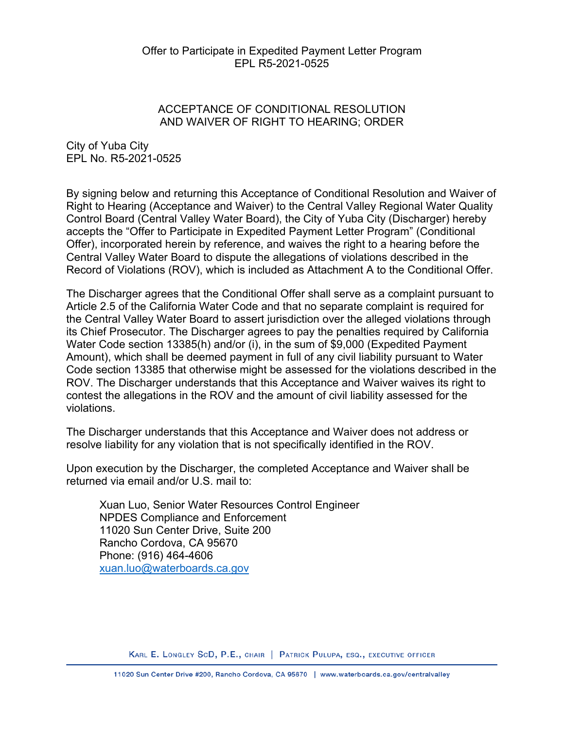Offer to Participate in Expedited Payment Letter Program
EPL R5-2021-0525

## ACCEPTANCE OF CONDITIONAL RESOLUTION AND WAIVER OF RIGHT TO HEARING; ORDER

City of Yuba City
EPL No. R5-2021-0525

By signing below and returning this Acceptance of Conditional Resolution and Waiver of Right to Hearing (Acceptance and Waiver) to the Central Valley Regional Water Quality Control Board (Central Valley Water Board), the City of Yuba City (Discharger) hereby accepts the "Offer to Participate in Expedited Payment Letter Program" (Conditional Offer), incorporated herein by reference, and waives the right to a hearing before the Central Valley Water Board to dispute the allegations of violations described in the Record of Violations (ROV), which is included as Attachment A to the Conditional Offer.

The Discharger agrees that the Conditional Offer shall serve as a complaint pursuant to Article 2.5 of the California Water Code and that no separate complaint is required for the Central Valley Water Board to assert jurisdiction over the alleged violations through its Chief Prosecutor. The Discharger agrees to pay the penalties required by California Water Code section 13385(h) and/or (i), in the sum of $9,000 (Expedited Payment Amount), which shall be deemed payment in full of any civil liability pursuant to Water Code section 13385 that otherwise might be assessed for the violations described in the ROV. The Discharger understands that this Acceptance and Waiver waives its right to contest the allegations in the ROV and the amount of civil liability assessed for the violations.

The Discharger understands that this Acceptance and Waiver does not address or resolve liability for any violation that is not specifically identified in the ROV.

Upon execution by the Discharger, the completed Acceptance and Waiver shall be returned via email and/or U.S. mail to:

> Xuan Luo, Senior Water Resources Control Engineer
> NPDES Compliance and Enforcement
> 11020 Sun Center Drive, Suite 200
> Rancho Cordova, CA 95670
> Phone: (916) 464-4606
> xuan.luo@waterboards.ca.gov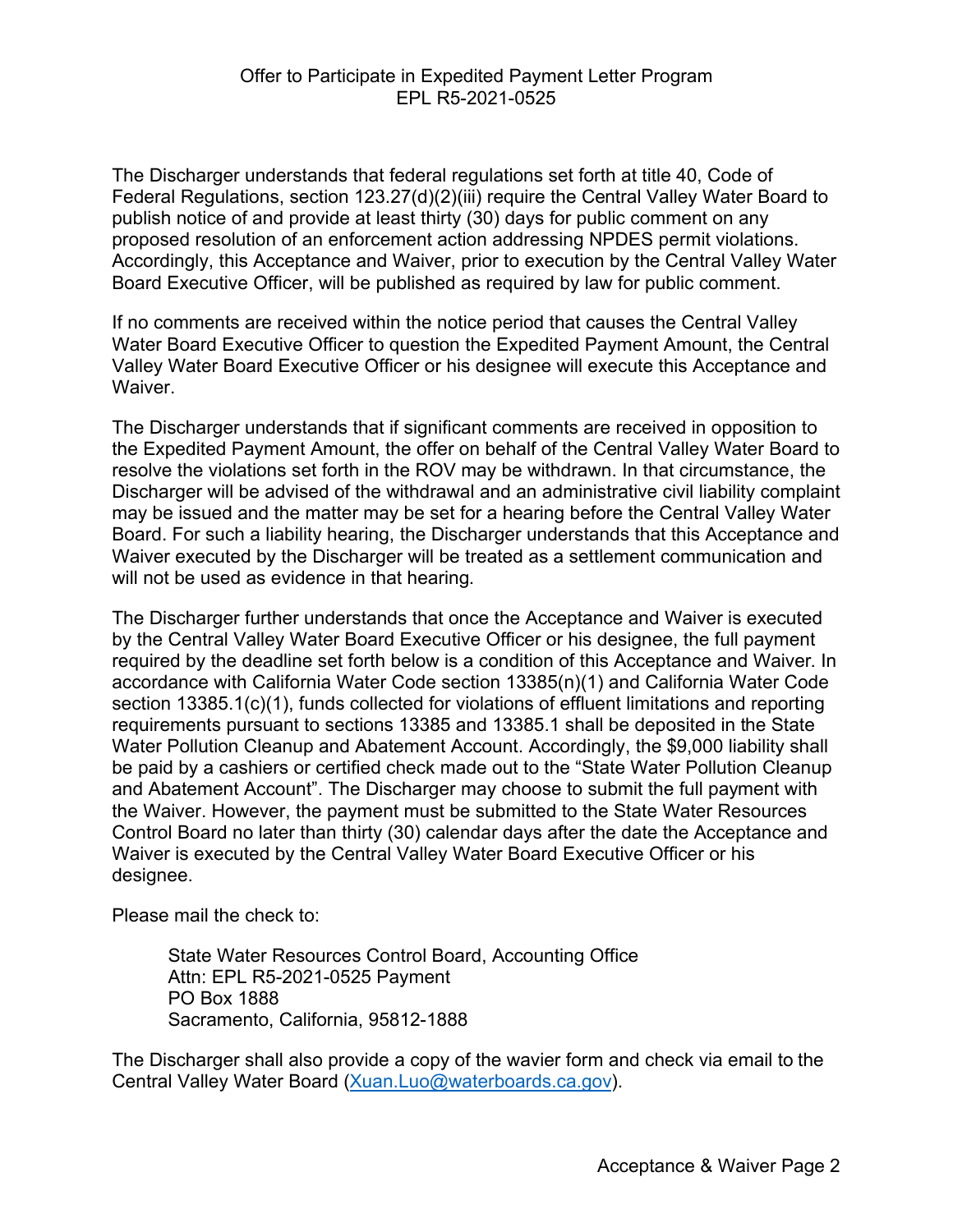Offer to Participate in Expedited Payment Letter Program
EPL R5-2021-0525

The Discharger understands that federal regulations set forth at title 40, Code of Federal Regulations, section 123.27(d)(2)(iii) require the Central Valley Water Board to publish notice of and provide at least thirty (30) days for public comment on any proposed resolution of an enforcement action addressing NPDES permit violations. Accordingly, this Acceptance and Waiver, prior to execution by the Central Valley Water Board Executive Officer, will be published as required by law for public comment.

If no comments are received within the notice period that causes the Central Valley Water Board Executive Officer to question the Expedited Payment Amount, the Central Valley Water Board Executive Officer or his designee will execute this Acceptance and Waiver.

The Discharger understands that if significant comments are received in opposition to the Expedited Payment Amount, the offer on behalf of the Central Valley Water Board to resolve the violations set forth in the ROV may be withdrawn. In that circumstance, the Discharger will be advised of the withdrawal and an administrative civil liability complaint may be issued and the matter may be set for a hearing before the Central Valley Water Board. For such a liability hearing, the Discharger understands that this Acceptance and Waiver executed by the Discharger will be treated as a settlement communication and will not be used as evidence in that hearing.

The Discharger further understands that once the Acceptance and Waiver is executed by the Central Valley Water Board Executive Officer or his designee, the full payment required by the deadline set forth below is a condition of this Acceptance and Waiver. In accordance with California Water Code section 13385(n)(1) and California Water Code section 13385.1(c)(1), funds collected for violations of effluent limitations and reporting requirements pursuant to sections 13385 and 13385.1 shall be deposited in the State Water Pollution Cleanup and Abatement Account. Accordingly, the $9,000 liability shall be paid by a cashiers or certified check made out to the "State Water Pollution Cleanup and Abatement Account". The Discharger may choose to submit the full payment with the Waiver. However, the payment must be submitted to the State Water Resources Control Board no later than thirty (30) calendar days after the date the Acceptance and Waiver is executed by the Central Valley Water Board Executive Officer or his designee.

Please mail the check to:

> State Water Resources Control Board, Accounting Office
> Attn: EPL R5-2021-0525 Payment
> PO Box 1888
> Sacramento, California, 95812-1888

The Discharger shall also provide a copy of the wavier form and check via email to the Central Valley Water Board (Xuan.Luo@waterboards.ca.gov).

Acceptance & Waiver Page 2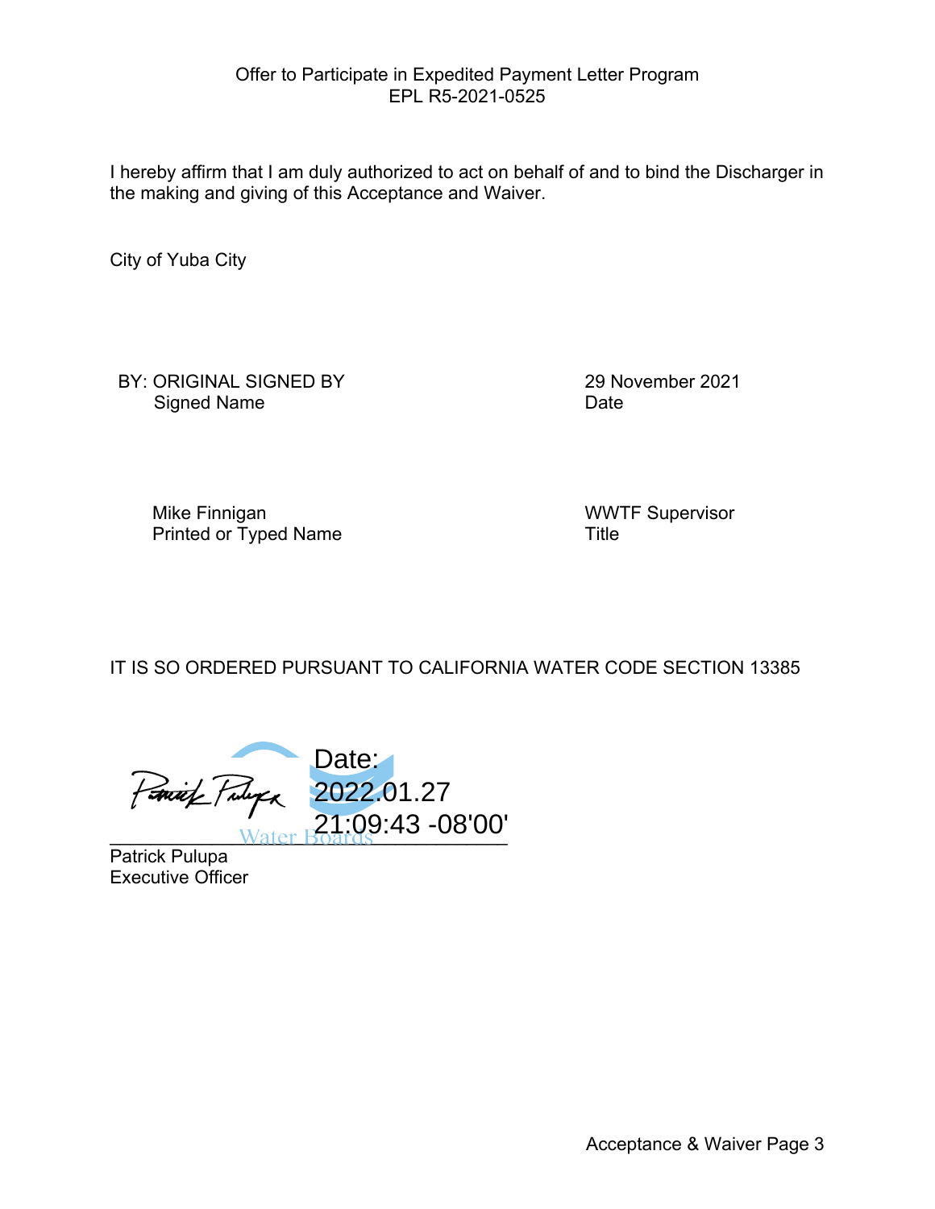Offer to Participate in Expedited Payment Letter Program
EPL R5-2021-0525

I hereby affirm that I am duly authorized to act on behalf of and to bind the Discharger in the making and giving of this Acceptance and Waiver.

City of Yuba City

| | |
|---|---|
| BY: ORIGINAL SIGNED BY | 29 November 2021 |
| Signed Name | Date |
| | |
| Mike Finnigan | WWTF Supervisor |
| Printed or Typed Name | Title |

IT IS SO ORDERED PURSUANT TO CALIFORNIA WATER CODE SECTION 13385

Date: 2022.01.27 21:09:43 -08'00'

Patrick Pulupa
Executive Officer